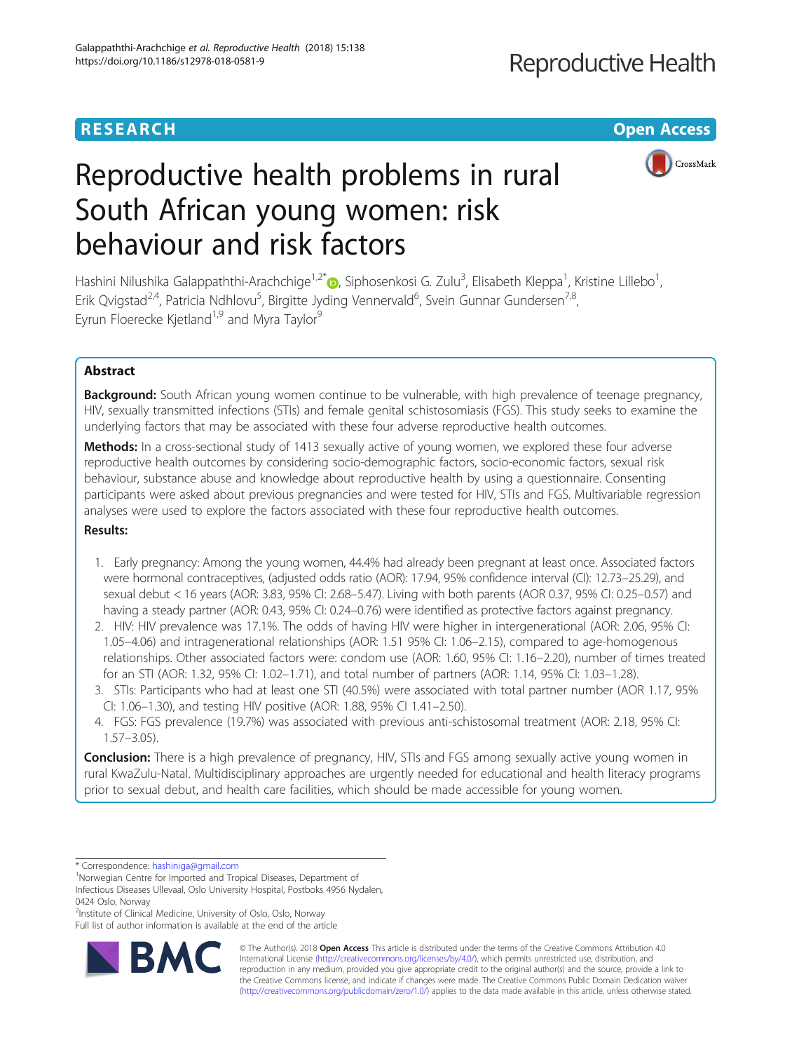RESEARCH

Open Access

# Reproductive health problems in rural South African young women: risk behaviour and risk factors

Hashini Nilushika Galappaththi-Arachchige[1,2*], Siphosenkosi G. Zulu[3], Elisabeth Kleppa[1], Kristine Lillebo[1], Erik Qvigstad[2,4], Patricia Ndhlovu[5], Birgitte Jyding Vennervald[6], Svein Gunnar Gundersen[7,8], Eyrun Floerecke Kjetland[1,9] and Myra Taylor[9]

## Abstract

**Background:** South African young women continue to be vulnerable, with high prevalence of teenage pregnancy, HIV, sexually transmitted infections (STIs) and female genital schistosomiasis (FGS). This study seeks to examine the underlying factors that may be associated with these four adverse reproductive health outcomes.

**Methods:** In a cross-sectional study of 1413 sexually active of young women, we explored these four adverse reproductive health outcomes by considering socio-demographic factors, socio-economic factors, sexual risk behaviour, substance abuse and knowledge about reproductive health by using a questionnaire. Consenting participants were asked about previous pregnancies and were tested for HIV, STIs and FGS. Multivariable regression analyses were used to explore the factors associated with these four reproductive health outcomes.

**Results:**

1. Early pregnancy: Among the young women, 44.4% had already been pregnant at least once. Associated factors were hormonal contraceptives, (adjusted odds ratio (AOR): 17.94, 95% confidence interval (CI): 12.73–25.29), and sexual debut < 16 years (AOR: 3.83, 95% CI: 2.68–5.47). Living with both parents (AOR 0.37, 95% CI: 0.25–0.57) and having a steady partner (AOR: 0.43, 95% CI: 0.24–0.76) were identified as protective factors against pregnancy.
2. HIV: HIV prevalence was 17.1%. The odds of having HIV were higher in intergenerational (AOR: 2.06, 95% CI: 1.05–4.06) and intragenerational relationships (AOR: 1.51 95% CI: 1.06–2.15), compared to age-homogenous relationships. Other associated factors were: condom use (AOR: 1.60, 95% CI: 1.16–2.20), number of times treated for an STI (AOR: 1.32, 95% CI: 1.02–1.71), and total number of partners (AOR: 1.14, 95% CI: 1.03–1.28).
3. STIs: Participants who had at least one STI (40.5%) were associated with total partner number (AOR 1.17, 95% CI: 1.06–1.30), and testing HIV positive (AOR: 1.88, 95% CI 1.41–2.50).
4. FGS: FGS prevalence (19.7%) was associated with previous anti-schistosomal treatment (AOR: 2.18, 95% CI: 1.57–3.05).

**Conclusion:** There is a high prevalence of pregnancy, HIV, STIs and FGS among sexually active young women in rural KwaZulu-Natal. Multidisciplinary approaches are urgently needed for educational and health literacy programs prior to sexual debut, and health care facilities, which should be made accessible for young women.

---

\* Correspondence: hashiniga@gmail.com

[1]Norwegian Centre for Imported and Tropical Diseases, Department of Infectious Diseases Ullevaal, Oslo University Hospital, Postboks 4956 Nydalen, 0424 Oslo, Norway

[2]Institute of Clinical Medicine, University of Oslo, Oslo, Norway

Full list of author information is available at the end of the article

© The Author(s). 2018 **Open Access** This article is distributed under the terms of the Creative Commons Attribution 4.0 International License (http://creativecommons.org/licenses/by/4.0/), which permits unrestricted use, distribution, and reproduction in any medium, provided you give appropriate credit to the original author(s) and the source, provide a link to the Creative Commons license, and indicate if changes were made. The Creative Commons Public Domain Dedication waiver (http://creativecommons.org/publicdomain/zero/1.0/) applies to the data made available in this article, unless otherwise stated.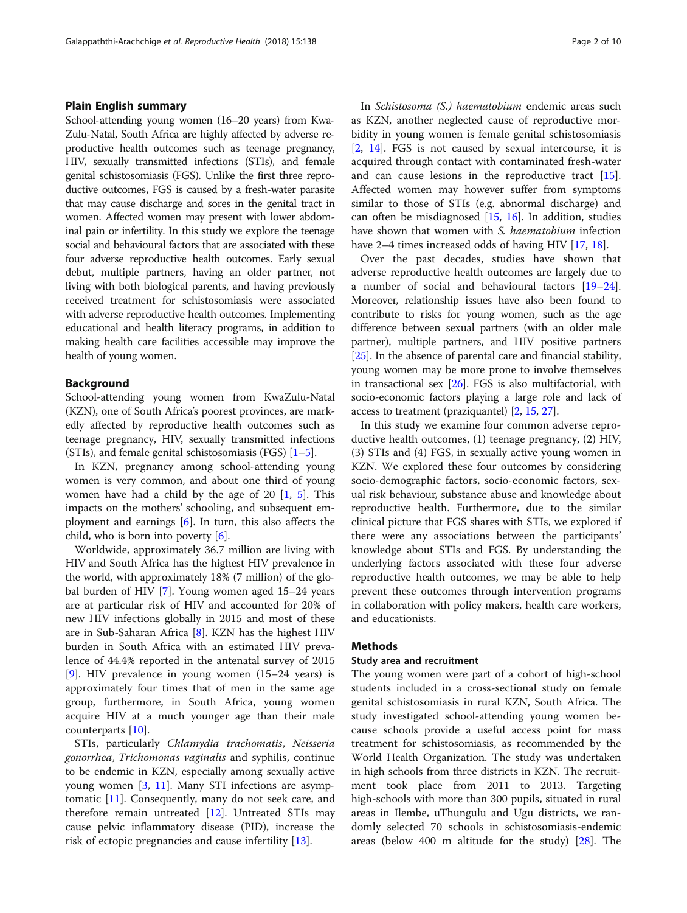## Plain English summary

School-attending young women (16–20 years) from KwaZulu-Natal, South Africa are highly affected by adverse reproductive health outcomes such as teenage pregnancy, HIV, sexually transmitted infections (STIs), and female genital schistosomiasis (FGS). Unlike the first three reproductive outcomes, FGS is caused by a fresh-water parasite that may cause discharge and sores in the genital tract in women. Affected women may present with lower abdominal pain or infertility. In this study we explore the teenage social and behavioural factors that are associated with these four adverse reproductive health outcomes. Early sexual debut, multiple partners, having an older partner, not living with both biological parents, and having previously received treatment for schistosomiasis were associated with adverse reproductive health outcomes. Implementing educational and health literacy programs, in addition to making health care facilities accessible may improve the health of young women.

## Background

School-attending young women from KwaZulu-Natal (KZN), one of South Africa's poorest provinces, are markedly affected by reproductive health outcomes such as teenage pregnancy, HIV, sexually transmitted infections (STIs), and female genital schistosomiasis (FGS) [1–5].

In KZN, pregnancy among school-attending young women is very common, and about one third of young women have had a child by the age of 20 [1, 5]. This impacts on the mothers' schooling, and subsequent employment and earnings [6]. In turn, this also affects the child, who is born into poverty [6].

Worldwide, approximately 36.7 million are living with HIV and South Africa has the highest HIV prevalence in the world, with approximately 18% (7 million) of the global burden of HIV [7]. Young women aged 15–24 years are at particular risk of HIV and accounted for 20% of new HIV infections globally in 2015 and most of these are in Sub-Saharan Africa [8]. KZN has the highest HIV burden in South Africa with an estimated HIV prevalence of 44.4% reported in the antenatal survey of 2015 [9]. HIV prevalence in young women (15–24 years) is approximately four times that of men in the same age group, furthermore, in South Africa, young women acquire HIV at a much younger age than their male counterparts [10].

STIs, particularly *Chlamydia trachomatis*, *Neisseria gonorrhea*, *Trichomonas vaginalis* and syphilis, continue to be endemic in KZN, especially among sexually active young women [3, 11]. Many STI infections are asymptomatic [11]. Consequently, many do not seek care, and therefore remain untreated [12]. Untreated STIs may cause pelvic inflammatory disease (PID), increase the risk of ectopic pregnancies and cause infertility [13].

In *Schistosoma (S.) haematobium* endemic areas such as KZN, another neglected cause of reproductive morbidity in young women is female genital schistosomiasis [2, 14]. FGS is not caused by sexual intercourse, it is acquired through contact with contaminated fresh-water and can cause lesions in the reproductive tract [15]. Affected women may however suffer from symptoms similar to those of STIs (e.g. abnormal discharge) and can often be misdiagnosed [15, 16]. In addition, studies have shown that women with *S. haematobium* infection have 2–4 times increased odds of having HIV [17, 18].

Over the past decades, studies have shown that adverse reproductive health outcomes are largely due to a number of social and behavioural factors [19–24]. Moreover, relationship issues have also been found to contribute to risks for young women, such as the age difference between sexual partners (with an older male partner), multiple partners, and HIV positive partners [25]. In the absence of parental care and financial stability, young women may be more prone to involve themselves in transactional sex [26]. FGS is also multifactorial, with socio-economic factors playing a large role and lack of access to treatment (praziquantel) [2, 15, 27].

In this study we examine four common adverse reproductive health outcomes, (1) teenage pregnancy, (2) HIV, (3) STIs and (4) FGS, in sexually active young women in KZN. We explored these four outcomes by considering socio-demographic factors, socio-economic factors, sexual risk behaviour, substance abuse and knowledge about reproductive health. Furthermore, due to the similar clinical picture that FGS shares with STIs, we explored if there were any associations between the participants' knowledge about STIs and FGS. By understanding the underlying factors associated with these four adverse reproductive health outcomes, we may be able to help prevent these outcomes through intervention programs in collaboration with policy makers, health care workers, and educationists.

## Methods

### Study area and recruitment

The young women were part of a cohort of high-school students included in a cross-sectional study on female genital schistosomiasis in rural KZN, South Africa. The study investigated school-attending young women because schools provide a useful access point for mass treatment for schistosomiasis, as recommended by the World Health Organization. The study was undertaken in high schools from three districts in KZN. The recruitment took place from 2011 to 2013. Targeting high-schools with more than 300 pupils, situated in rural areas in Ilembe, uThungulu and Ugu districts, we randomly selected 70 schools in schistosomiasis-endemic areas (below 400 m altitude for the study) [28]. The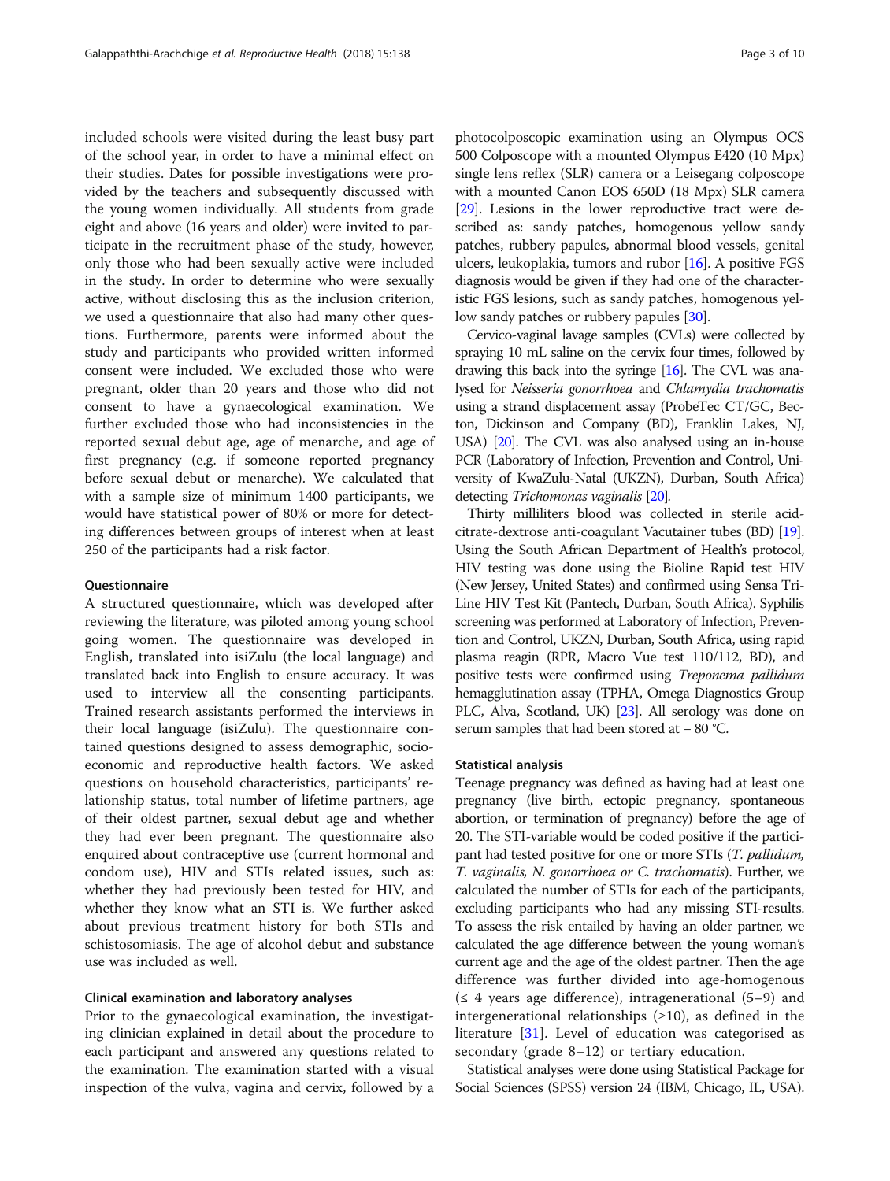included schools were visited during the least busy part of the school year, in order to have a minimal effect on their studies. Dates for possible investigations were provided by the teachers and subsequently discussed with the young women individually. All students from grade eight and above (16 years and older) were invited to participate in the recruitment phase of the study, however, only those who had been sexually active were included in the study. In order to determine who were sexually active, without disclosing this as the inclusion criterion, we used a questionnaire that also had many other questions. Furthermore, parents were informed about the study and participants who provided written informed consent were included. We excluded those who were pregnant, older than 20 years and those who did not consent to have a gynaecological examination. We further excluded those who had inconsistencies in the reported sexual debut age, age of menarche, and age of first pregnancy (e.g. if someone reported pregnancy before sexual debut or menarche). We calculated that with a sample size of minimum 1400 participants, we would have statistical power of 80% or more for detecting differences between groups of interest when at least 250 of the participants had a risk factor.

### Questionnaire

A structured questionnaire, which was developed after reviewing the literature, was piloted among young school going women. The questionnaire was developed in English, translated into isiZulu (the local language) and translated back into English to ensure accuracy. It was used to interview all the consenting participants. Trained research assistants performed the interviews in their local language (isiZulu). The questionnaire contained questions designed to assess demographic, socio-economic and reproductive health factors. We asked questions on household characteristics, participants' relationship status, total number of lifetime partners, age of their oldest partner, sexual debut age and whether they had ever been pregnant. The questionnaire also enquired about contraceptive use (current hormonal and condom use), HIV and STIs related issues, such as: whether they had previously been tested for HIV, and whether they know what an STI is. We further asked about previous treatment history for both STIs and schistosomiasis. The age of alcohol debut and substance use was included as well.

### Clinical examination and laboratory analyses

Prior to the gynaecological examination, the investigating clinician explained in detail about the procedure to each participant and answered any questions related to the examination. The examination started with a visual inspection of the vulva, vagina and cervix, followed by a photocolposcopic examination using an Olympus OCS 500 Colposcope with a mounted Olympus E420 (10 Mpx) single lens reflex (SLR) camera or a Leisegang colposcope with a mounted Canon EOS 650D (18 Mpx) SLR camera [29]. Lesions in the lower reproductive tract were described as: sandy patches, homogenous yellow sandy patches, rubbery papules, abnormal blood vessels, genital ulcers, leukoplakia, tumors and rubor [16]. A positive FGS diagnosis would be given if they had one of the characteristic FGS lesions, such as sandy patches, homogenous yellow sandy patches or rubbery papules [30].

Cervico-vaginal lavage samples (CVLs) were collected by spraying 10 mL saline on the cervix four times, followed by drawing this back into the syringe [16]. The CVL was analysed for *Neisseria gonorrhoea* and *Chlamydia trachomatis* using a strand displacement assay (ProbeTec CT/GC, Becton, Dickinson and Company (BD), Franklin Lakes, NJ, USA) [20]. The CVL was also analysed using an in-house PCR (Laboratory of Infection, Prevention and Control, University of KwaZulu-Natal (UKZN), Durban, South Africa) detecting *Trichomonas vaginalis* [20].

Thirty milliliters blood was collected in sterile acid-citrate-dextrose anti-coagulant Vacutainer tubes (BD) [19]. Using the South African Department of Health's protocol, HIV testing was done using the Bioline Rapid test HIV (New Jersey, United States) and confirmed using Sensa Tri-Line HIV Test Kit (Pantech, Durban, South Africa). Syphilis screening was performed at Laboratory of Infection, Prevention and Control, UKZN, Durban, South Africa, using rapid plasma reagin (RPR, Macro Vue test 110/112, BD), and positive tests were confirmed using *Treponema pallidum* hemagglutination assay (TPHA, Omega Diagnostics Group PLC, Alva, Scotland, UK) [23]. All serology was done on serum samples that had been stored at − 80 °C.

### Statistical analysis

Teenage pregnancy was defined as having had at least one pregnancy (live birth, ectopic pregnancy, spontaneous abortion, or termination of pregnancy) before the age of 20. The STI-variable would be coded positive if the participant had tested positive for one or more STIs (*T. pallidum, T. vaginalis, N. gonorrhoea or C. trachomatis*). Further, we calculated the number of STIs for each of the participants, excluding participants who had any missing STI-results. To assess the risk entailed by having an older partner, we calculated the age difference between the young woman's current age and the age of the oldest partner. Then the age difference was further divided into age-homogenous (≤ 4 years age difference), intragenerational (5–9) and intergenerational relationships (≥10), as defined in the literature [31]. Level of education was categorised as secondary (grade 8–12) or tertiary education.

Statistical analyses were done using Statistical Package for Social Sciences (SPSS) version 24 (IBM, Chicago, IL, USA).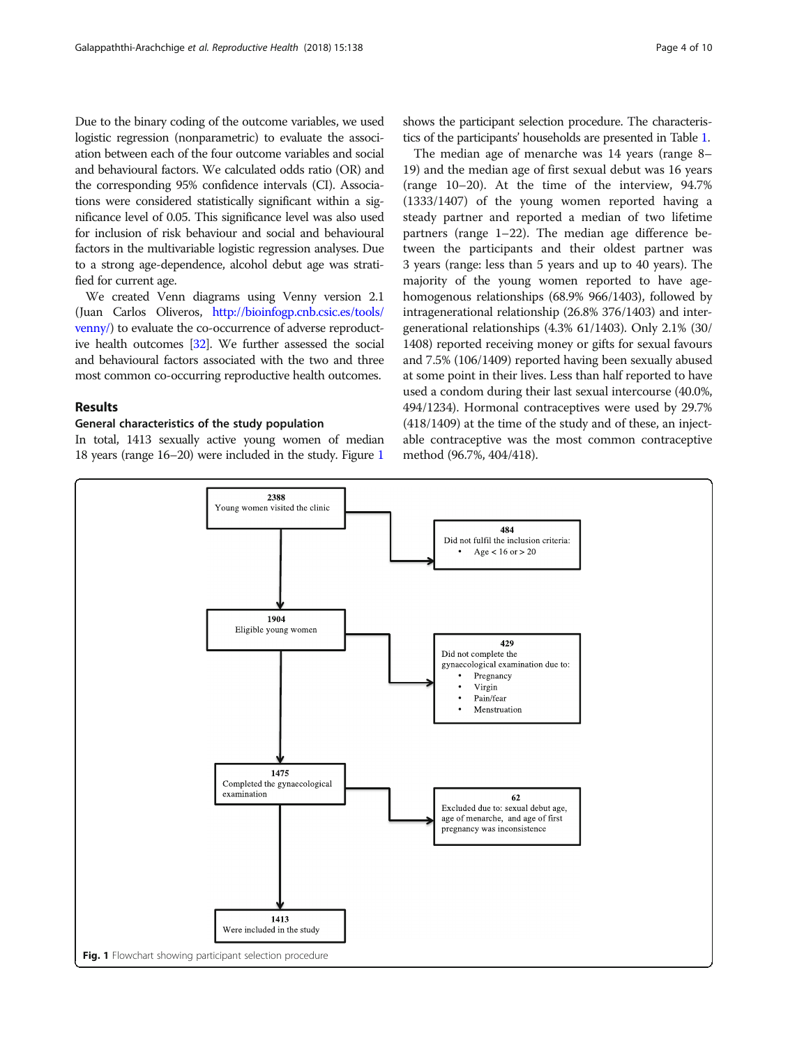Due to the binary coding of the outcome variables, we used logistic regression (nonparametric) to evaluate the association between each of the four outcome variables and social and behavioural factors. We calculated odds ratio (OR) and the corresponding 95% confidence intervals (CI). Associations were considered statistically significant within a significance level of 0.05. This significance level was also used for inclusion of risk behaviour and social and behavioural factors in the multivariable logistic regression analyses. Due to a strong age-dependence, alcohol debut age was stratified for current age.

We created Venn diagrams using Venny version 2.1 (Juan Carlos Oliveros, http://bioinfogp.cnb.csic.es/tools/venny/) to evaluate the co-occurrence of adverse reproductive health outcomes [32]. We further assessed the social and behavioural factors associated with the two and three most common co-occurring reproductive health outcomes.

## Results

### General characteristics of the study population

In total, 1413 sexually active young women of median 18 years (range 16–20) were included in the study. Figure 1 shows the participant selection procedure. The characteristics of the participants' households are presented in Table 1.

The median age of menarche was 14 years (range 8–19) and the median age of first sexual debut was 16 years (range 10–20). At the time of the interview, 94.7% (1333/1407) of the young women reported having a steady partner and reported a median of two lifetime partners (range 1–22). The median age difference between the participants and their oldest partner was 3 years (range: less than 5 years and up to 40 years). The majority of the young women reported to have age-homogenous relationships (68.9% 966/1403), followed by intragenerational relationship (26.8% 376/1403) and intergenerational relationships (4.3% 61/1403). Only 2.1% (30/1408) reported receiving money or gifts for sexual favours and 7.5% (106/1409) reported having been sexually abused at some point in their lives. Less than half reported to have used a condom during their last sexual intercourse (40.0%, 494/1234). Hormonal contraceptives were used by 29.7% (418/1409) at the time of the study and of these, an injectable contraceptive was the most common contraceptive method (96.7%, 404/418).

**2388** Young women visited the clinic → **484** Did not fulfil the inclusion criteria:
- Age < 16 or > 20

**1904** Eligible young women → **429** Did not complete the gynaecological examination due to:
- Pregnancy
- Virgin
- Pain/fear
- Menstruation

**1475** Completed the gynaecological examination → **62** Excluded due to: sexual debut age, age of menarche, and age of first pregnancy was inconsistence

**1413** Were included in the study

**Fig. 1** Flowchart showing participant selection procedure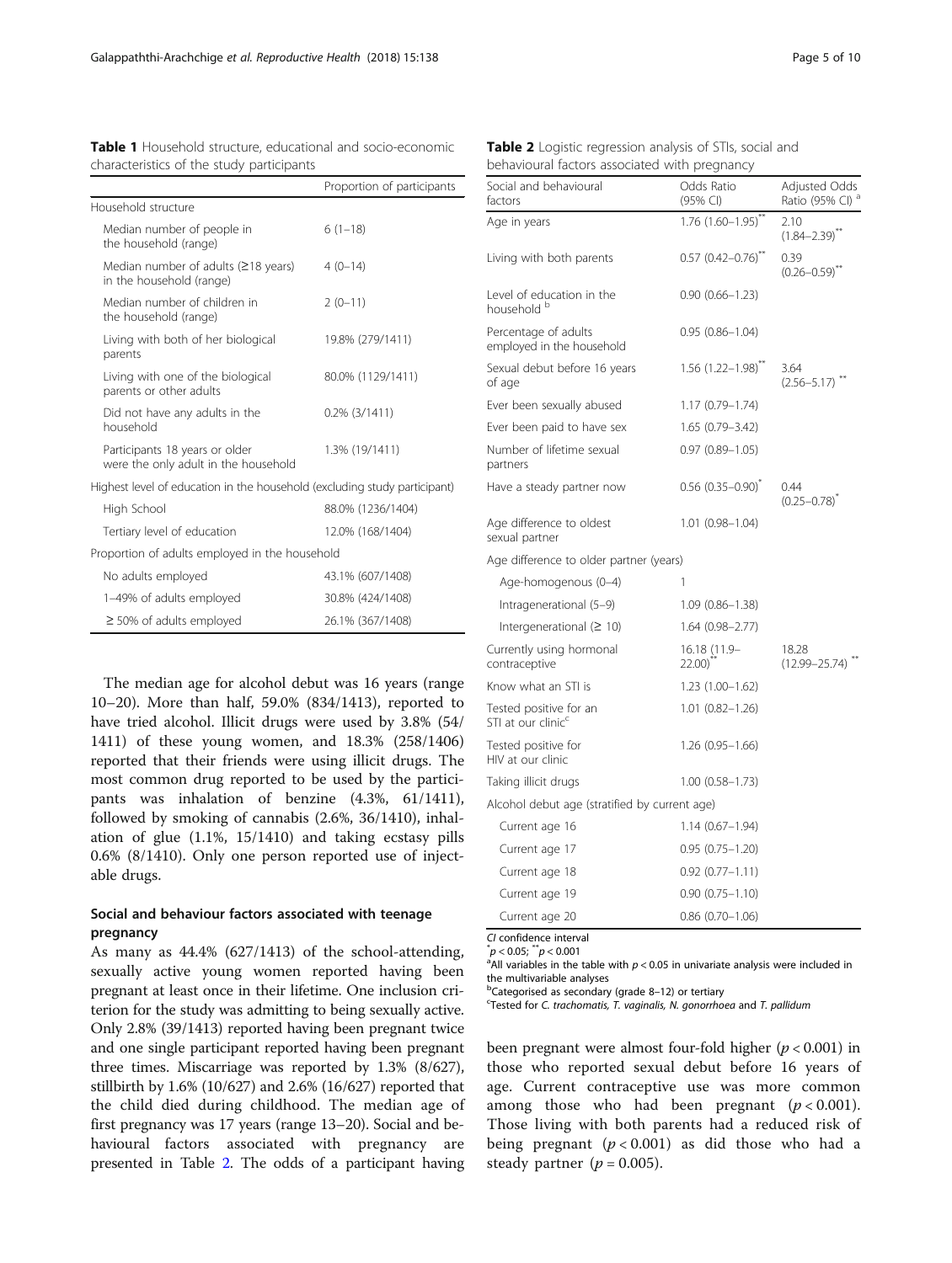**Table 1** Household structure, educational and socio-economic characteristics of the study participants

| | Proportion of participants |
|---|---|
| Household structure | |
| Median number of people in the household (range) | 6 (1–18) |
| Median number of adults (≥18 years) in the household (range) | 4 (0–14) |
| Median number of children in the household (range) | 2 (0–11) |
| Living with both of her biological parents | 19.8% (279/1411) |
| Living with one of the biological parents or other adults | 80.0% (1129/1411) |
| Did not have any adults in the household | 0.2% (3/1411) |
| Participants 18 years or older were the only adult in the household | 1.3% (19/1411) |
| Highest level of education in the household (excluding study participant) | |
| High School | 88.0% (1236/1404) |
| Tertiary level of education | 12.0% (168/1404) |
| Proportion of adults employed in the household | |
| No adults employed | 43.1% (607/1408) |
| 1–49% of adults employed | 30.8% (424/1408) |
| ≥ 50% of adults employed | 26.1% (367/1408) |

The median age for alcohol debut was 16 years (range 10–20). More than half, 59.0% (834/1413), reported to have tried alcohol. Illicit drugs were used by 3.8% (54/1411) of these young women, and 18.3% (258/1406) reported that their friends were using illicit drugs. The most common drug reported to be used by the participants was inhalation of benzine (4.3%, 61/1411), followed by smoking of cannabis (2.6%, 36/1410), inhalation of glue (1.1%, 15/1410) and taking ecstasy pills 0.6% (8/1410). Only one person reported use of injectable drugs.

## Social and behaviour factors associated with teenage pregnancy

As many as 44.4% (627/1413) of the school-attending, sexually active young women reported having been pregnant at least once in their lifetime. One inclusion criterion for the study was admitting to being sexually active. Only 2.8% (39/1413) reported having been pregnant twice and one single participant reported having been pregnant three times. Miscarriage was reported by 1.3% (8/627), stillbirth by 1.6% (10/627) and 2.6% (16/627) reported that the child died during childhood. The median age of first pregnancy was 17 years (range 13–20). Social and behavioural factors associated with pregnancy are presented in Table 2. The odds of a participant having been pregnant were almost four-fold higher ($p < 0.001$) in those who reported sexual debut before 16 years of age. Current contraceptive use was more common among those who had been pregnant ($p < 0.001$). Those living with both parents had a reduced risk of being pregnant ($p < 0.001$) as did those who had a steady partner ($p = 0.005$).

**Table 2** Logistic regression analysis of STIs, social and behavioural factors associated with pregnancy

| Social and behavioural factors | Odds Ratio (95% CI) | Adjusted Odds Ratio (95% CI) [a] |
|---|---|---|
| Age in years | 1.76 (1.60–1.95)** | 2.10 (1.84–2.39)** |
| Living with both parents | 0.57 (0.42–0.76)** | 0.39 (0.26–0.59)** |
| Level of education in the household [b] | 0.90 (0.66–1.23) | |
| Percentage of adults employed in the household | 0.95 (0.86–1.04) | |
| Sexual debut before 16 years of age | 1.56 (1.22–1.98)** | 3.64 (2.56–5.17) ** |
| Ever been sexually abused | 1.17 (0.79–1.74) | |
| Ever been paid to have sex | 1.65 (0.79–3.42) | |
| Number of lifetime sexual partners | 0.97 (0.89–1.05) | |
| Have a steady partner now | 0.56 (0.35–0.90)* | 0.44 (0.25–0.78)* |
| Age difference to oldest sexual partner | 1.01 (0.98–1.04) | |
| Age difference to older partner (years) | | |
| Age-homogenous (0–4) | 1 | |
| Intragenerational (5–9) | 1.09 (0.86–1.38) | |
| Intergenerational (≥ 10) | 1.64 (0.98–2.77) | |
| Currently using hormonal contraceptive | 16.18 (11.9–22.00)** | 18.28 (12.99–25.74) ** |
| Know what an STI is | 1.23 (1.00–1.62) | |
| Tested positive for an STI at our clinic [c] | 1.01 (0.82–1.26) | |
| Tested positive for HIV at our clinic | 1.26 (0.95–1.66) | |
| Taking illicit drugs | 1.00 (0.58–1.73) | |
| Alcohol debut age (stratified by current age) | | |
| Current age 16 | 1.14 (0.67–1.94) | |
| Current age 17 | 0.95 (0.75–1.20) | |
| Current age 18 | 0.92 (0.77–1.11) | |
| Current age 19 | 0.90 (0.75–1.10) | |
| Current age 20 | 0.86 (0.70–1.06) | |

*CI* confidence interval
*$p < 0.05$; **$p < 0.001$
[a] All variables in the table with $p < 0.05$ in univariate analysis were included in the multivariable analyses
[b] Categorised as secondary (grade 8–12) or tertiary
[c] Tested for *C. trachomatis*, *T. vaginalis*, *N. gonorrhoea* and *T. pallidum*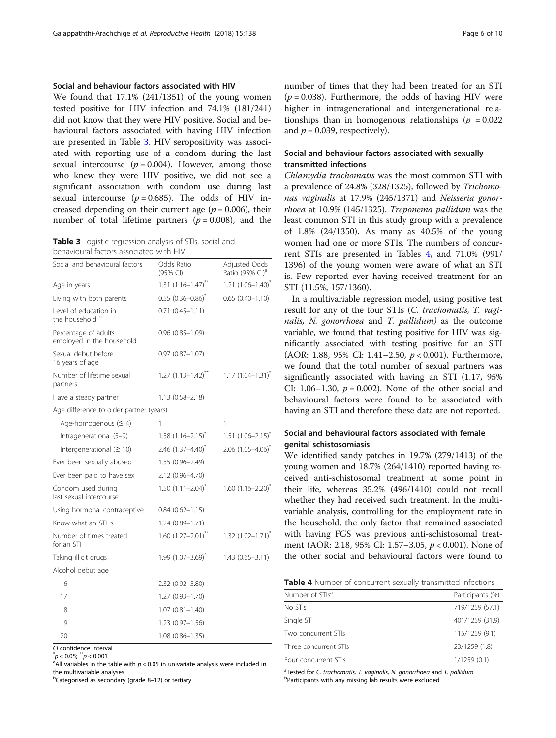### Social and behaviour factors associated with HIV

We found that 17.1% (241/1351) of the young women tested positive for HIV infection and 74.1% (181/241) did not know that they were HIV positive. Social and behavioural factors associated with having HIV infection are presented in Table 3. HIV seropositivity was associated with reporting use of a condom during the last sexual intercourse ($p = 0.004$). However, among those who knew they were HIV positive, we did not see a significant association with condom use during last sexual intercourse ($p = 0.685$). The odds of HIV increased depending on their current age ($p = 0.006$), their number of total lifetime partners ($p = 0.008$), and the number of times that they had been treated for an STI ($p = 0.038$). Furthermore, the odds of having HIV were higher in intragenerational and intergenerational relationships than in homogenous relationships ($p = 0.022$ and $p = 0.039$, respectively).

**Table 3** Logistic regression analysis of STIs, social and behavioural factors associated with HIV

| Social and behavioural factors | Odds Ratio (95% CI) | Adjusted Odds Ratio (95% CI)[a] |
|---|---|---|
| Age in years | 1.31 (1.16–1.47)** | 1.21 (1.06–1.40)* |
| Living with both parents | 0.55 (0.36–0.86)* | 0.65 (0.40–1.10) |
| Level of education in the household [b] | 0.71 (0.45–1.11) | |
| Percentage of adults employed in the household | 0.96 (0.85–1.09) | |
| Sexual debut before 16 years of age | 0.97 (0.87–1.07) | |
| Number of lifetime sexual partners | 1.27 (1.13–1.42)** | 1.17 (1.04–1.31)* |
| Have a steady partner | 1.13 (0.58–2.18) | |
| Age difference to older partner (years) | | |
| Age-homogenous (≤ 4) | 1 | 1 |
| Intragenerational (5–9) | 1.58 (1.16–2.15)* | 1.51 (1.06–2.15)* |
| Intergenerational (≥ 10) | 2.46 (1.37–4.40)* | 2.06 (1.05–4.06)* |
| Ever been sexually abused | 1.55 (0.96–2.49) | |
| Ever been paid to have sex | 2.12 (0.96–4.70) | |
| Condom used during last sexual intercourse | 1.50 (1.11–2.04)* | 1.60 (1.16–2.20)* |
| Using hormonal contraceptive | 0.84 (0.62–1.15) | |
| Know what an STI is | 1.24 (0.89–1.71) | |
| Number of times treated for an STI | 1.60 (1.27–2.01)** | 1.32 (1.02–1.71)* |
| Taking illicit drugs | 1.99 (1.07–3.69)* | 1.43 (0.65–3.11) |
| Alcohol debut age | | |
| 16 | 2.32 (0.92–5.80) | |
| 17 | 1.27 (0.93–1.70) | |
| 18 | 1.07 (0.81–1.40) | |
| 19 | 1.23 (0.97–1.56) | |
| 20 | 1.08 (0.86–1.35) | |

*CI* confidence interval
*$p < 0.05$; **$p < 0.001$
[a]All variables in the table with $p < 0.05$ in univariate analysis were included in the multivariable analyses
[b]Categorised as secondary (grade 8–12) or tertiary

### Social and behaviour factors associated with sexually transmitted infections

*Chlamydia trachomatis* was the most common STI with a prevalence of 24.8% (328/1325), followed by *Trichomonas vaginalis* at 17.9% (245/1371) and *Neisseria gonorrhoea* at 10.9% (145/1325). *Treponema pallidum* was the least common STI in this study group with a prevalence of 1.8% (24/1350). As many as 40.5% of the young women had one or more STIs. The numbers of concurrent STIs are presented in Tables 4, and 71.0% (991/1396) of the young women were aware of what an STI is. Few reported ever having received treatment for an STI (11.5%, 157/1360).

In a multivariable regression model, using positive test result for any of the four STIs (*C. trachomatis, T. vaginalis, N. gonorrhoea* and *T. pallidum)* as the outcome variable, we found that testing positive for HIV was significantly associated with testing positive for an STI (AOR: 1.88, 95% CI: 1.41–2.50, $p < 0.001$). Furthermore, we found that the total number of sexual partners was significantly associated with having an STI (1.17, 95% CI: 1.06–1.30, $p = 0.002$). None of the other social and behavioural factors were found to be associated with having an STI and therefore these data are not reported.

### Social and behavioural factors associated with female genital schistosomiasis

We identified sandy patches in 19.7% (279/1413) of the young women and 18.7% (264/1410) reported having received anti-schistosomal treatment at some point in their life, whereas 35.2% (496/1410) could not recall whether they had received such treatment. In the multivariable analysis, controlling for the employment rate in the household, the only factor that remained associated with having FGS was previous anti-schistosomal treatment (AOR: 2.18, 95% CI: 1.57–3.05, $p < 0.001$). None of the other social and behavioural factors were found to

**Table 4** Number of concurrent sexually transmitted infections

| Number of STIs[a] | Participants (%)[b] |
|---|---|
| No STIs | 719/1259 (57.1) |
| Single STI | 401/1259 (31.9) |
| Two concurrent STIs | 115/1259 (9.1) |
| Three concurrent STIs | 23/1259 (1.8) |
| Four concurrent STIs | 1/1259 (0.1) |

[a]Tested for *C. trachomatis, T. vaginalis, N. gonorrhoea* and *T. pallidum*
[b]Participants with any missing lab results were excluded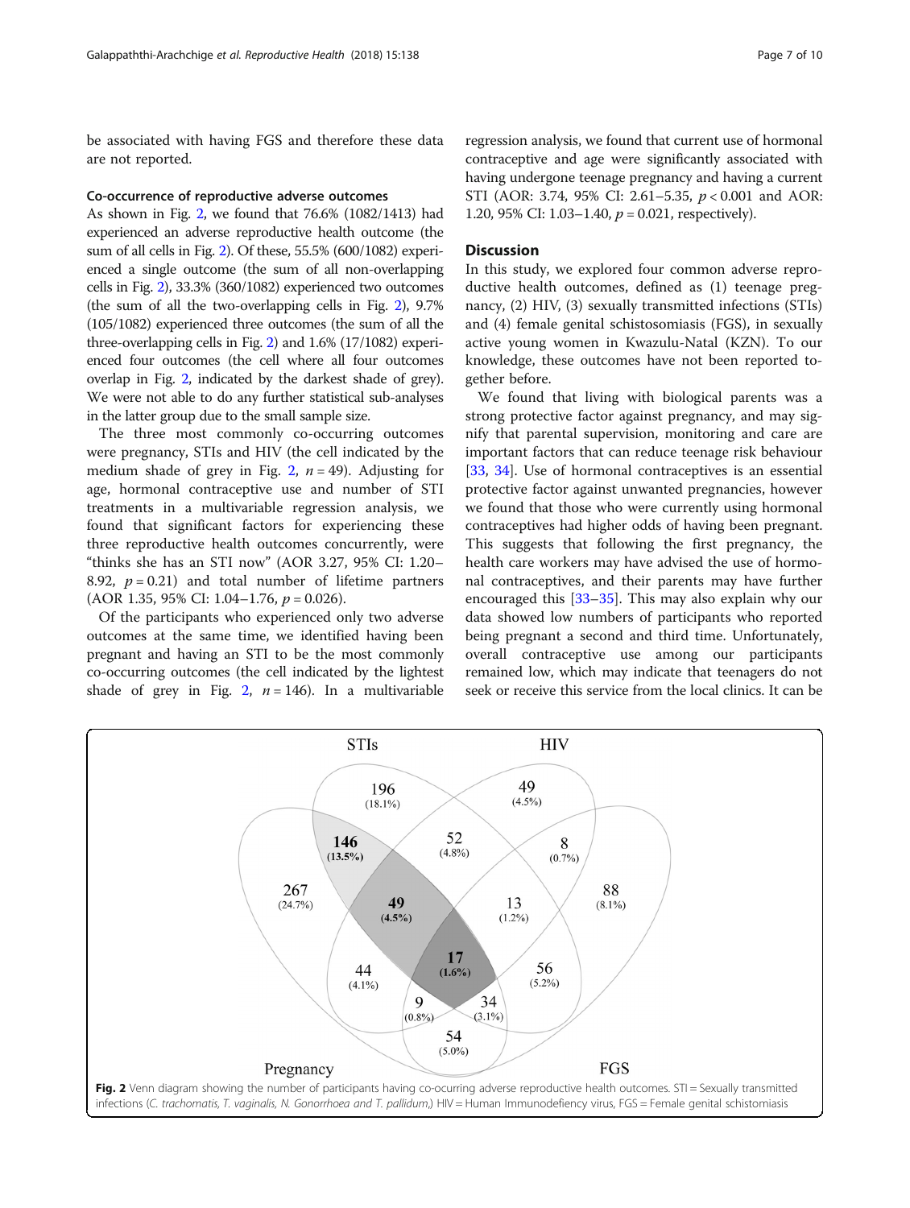be associated with having FGS and therefore these data are not reported.

### Co-occurrence of reproductive adverse outcomes

As shown in Fig. 2, we found that 76.6% (1082/1413) had experienced an adverse reproductive health outcome (the sum of all cells in Fig. 2). Of these, 55.5% (600/1082) experienced a single outcome (the sum of all non-overlapping cells in Fig. 2), 33.3% (360/1082) experienced two outcomes (the sum of all the two-overlapping cells in Fig. 2), 9.7% (105/1082) experienced three outcomes (the sum of all the three-overlapping cells in Fig. 2) and 1.6% (17/1082) experienced four outcomes (the cell where all four outcomes overlap in Fig. 2, indicated by the darkest shade of grey). We were not able to do any further statistical sub-analyses in the latter group due to the small sample size.

The three most commonly co-occurring outcomes were pregnancy, STIs and HIV (the cell indicated by the medium shade of grey in Fig. 2, $n = 49$). Adjusting for age, hormonal contraceptive use and number of STI treatments in a multivariable regression analysis, we found that significant factors for experiencing these three reproductive health outcomes concurrently, were "thinks she has an STI now" (AOR 3.27, 95% CI: 1.20–8.92, $p = 0.21$) and total number of lifetime partners (AOR 1.35, 95% CI: 1.04–1.76, $p = 0.026$).

Of the participants who experienced only two adverse outcomes at the same time, we identified having been pregnant and having an STI to be the most commonly co-occurring outcomes (the cell indicated by the lightest shade of grey in Fig. 2, $n = 146$). In a multivariable regression analysis, we found that current use of hormonal contraceptive and age were significantly associated with having undergone teenage pregnancy and having a current STI (AOR: 3.74, 95% CI: 2.61–5.35, $p < 0.001$ and AOR: 1.20, 95% CI: 1.03–1.40, $p = 0.021$, respectively).

## Discussion

In this study, we explored four common adverse reproductive health outcomes, defined as (1) teenage pregnancy, (2) HIV, (3) sexually transmitted infections (STIs) and (4) female genital schistosomiasis (FGS), in sexually active young women in Kwazulu-Natal (KZN). To our knowledge, these outcomes have not been reported together before.

We found that living with biological parents was a strong protective factor against pregnancy, and may signify that parental supervision, monitoring and care are important factors that can reduce teenage risk behaviour [33, 34]. Use of hormonal contraceptives is an essential protective factor against unwanted pregnancies, however we found that those who were currently using hormonal contraceptives had higher odds of having been pregnant. This suggests that following the first pregnancy, the health care workers may have advised the use of hormonal contraceptives, and their parents may have further encouraged this [33–35]. This may also explain why our data showed low numbers of participants who reported being pregnant a second and third time. Unfortunately, overall contraceptive use among our participants remained low, which may indicate that teenagers do not seek or receive this service from the local clinics. It can be

**Fig. 2** Venn diagram showing the number of participants having co-ocurring adverse reproductive health outcomes. STI = Sexually transmitted infections (*C. trachomatis, T. vaginalis, N. Gonorrhoea and T. pallidum,*) HIV = Human Immunodeficiency virus, FGS = Female genital schistomiasis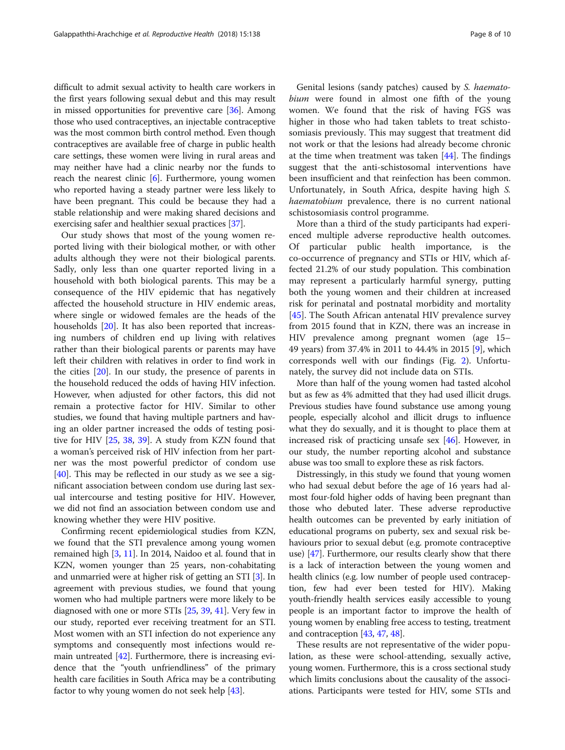difficult to admit sexual activity to health care workers in the first years following sexual debut and this may result in missed opportunities for preventive care [36]. Among those who used contraceptives, an injectable contraceptive was the most common birth control method. Even though contraceptives are available free of charge in public health care settings, these women were living in rural areas and may neither have had a clinic nearby nor the funds to reach the nearest clinic [6]. Furthermore, young women who reported having a steady partner were less likely to have been pregnant. This could be because they had a stable relationship and were making shared decisions and exercising safer and healthier sexual practices [37].

Our study shows that most of the young women reported living with their biological mother, or with other adults although they were not their biological parents. Sadly, only less than one quarter reported living in a household with both biological parents. This may be a consequence of the HIV epidemic that has negatively affected the household structure in HIV endemic areas, where single or widowed females are the heads of the households [20]. It has also been reported that increasing numbers of children end up living with relatives rather than their biological parents or parents may have left their children with relatives in order to find work in the cities [20]. In our study, the presence of parents in the household reduced the odds of having HIV infection. However, when adjusted for other factors, this did not remain a protective factor for HIV. Similar to other studies, we found that having multiple partners and having an older partner increased the odds of testing positive for HIV [25, 38, 39]. A study from KZN found that a woman's perceived risk of HIV infection from her partner was the most powerful predictor of condom use [40]. This may be reflected in our study as we see a significant association between condom use during last sexual intercourse and testing positive for HIV. However, we did not find an association between condom use and knowing whether they were HIV positive.

Confirming recent epidemiological studies from KZN, we found that the STI prevalence among young women remained high [3, 11]. In 2014, Naidoo et al. found that in KZN, women younger than 25 years, non-cohabitating and unmarried were at higher risk of getting an STI [3]. In agreement with previous studies, we found that young women who had multiple partners were more likely to be diagnosed with one or more STIs [25, 39, 41]. Very few in our study, reported ever receiving treatment for an STI. Most women with an STI infection do not experience any symptoms and consequently most infections would remain untreated [42]. Furthermore, there is increasing evidence that the "youth unfriendliness" of the primary health care facilities in South Africa may be a contributing factor to why young women do not seek help [43].

Genital lesions (sandy patches) caused by *S. haematobium* were found in almost one fifth of the young women. We found that the risk of having FGS was higher in those who had taken tablets to treat schistosomiasis previously. This may suggest that treatment did not work or that the lesions had already become chronic at the time when treatment was taken [44]. The findings suggest that the anti-schistosomal interventions have been insufficient and that reinfection has been common. Unfortunately, in South Africa, despite having high *S. haematobium* prevalence, there is no current national schistosomiasis control programme.

More than a third of the study participants had experienced multiple adverse reproductive health outcomes. Of particular public health importance, is the co-occurrence of pregnancy and STIs or HIV, which affected 21.2% of our study population. This combination may represent a particularly harmful synergy, putting both the young women and their children at increased risk for perinatal and postnatal morbidity and mortality [45]. The South African antenatal HIV prevalence survey from 2015 found that in KZN, there was an increase in HIV prevalence among pregnant women (age 15–49 years) from 37.4% in 2011 to 44.4% in 2015 [9], which corresponds well with our findings (Fig. 2). Unfortunately, the survey did not include data on STIs.

More than half of the young women had tasted alcohol but as few as 4% admitted that they had used illicit drugs. Previous studies have found substance use among young people, especially alcohol and illicit drugs to influence what they do sexually, and it is thought to place them at increased risk of practicing unsafe sex [46]. However, in our study, the number reporting alcohol and substance abuse was too small to explore these as risk factors.

Distressingly, in this study we found that young women who had sexual debut before the age of 16 years had almost four-fold higher odds of having been pregnant than those who debuted later. These adverse reproductive health outcomes can be prevented by early initiation of educational programs on puberty, sex and sexual risk behaviours prior to sexual debut (e.g. promote contraceptive use) [47]. Furthermore, our results clearly show that there is a lack of interaction between the young women and health clinics (e.g. low number of people used contraception, few had ever been tested for HIV). Making youth-friendly health services easily accessible to young people is an important factor to improve the health of young women by enabling free access to testing, treatment and contraception [43, 47, 48].

These results are not representative of the wider population, as these were school-attending, sexually active, young women. Furthermore, this is a cross sectional study which limits conclusions about the causality of the associations. Participants were tested for HIV, some STIs and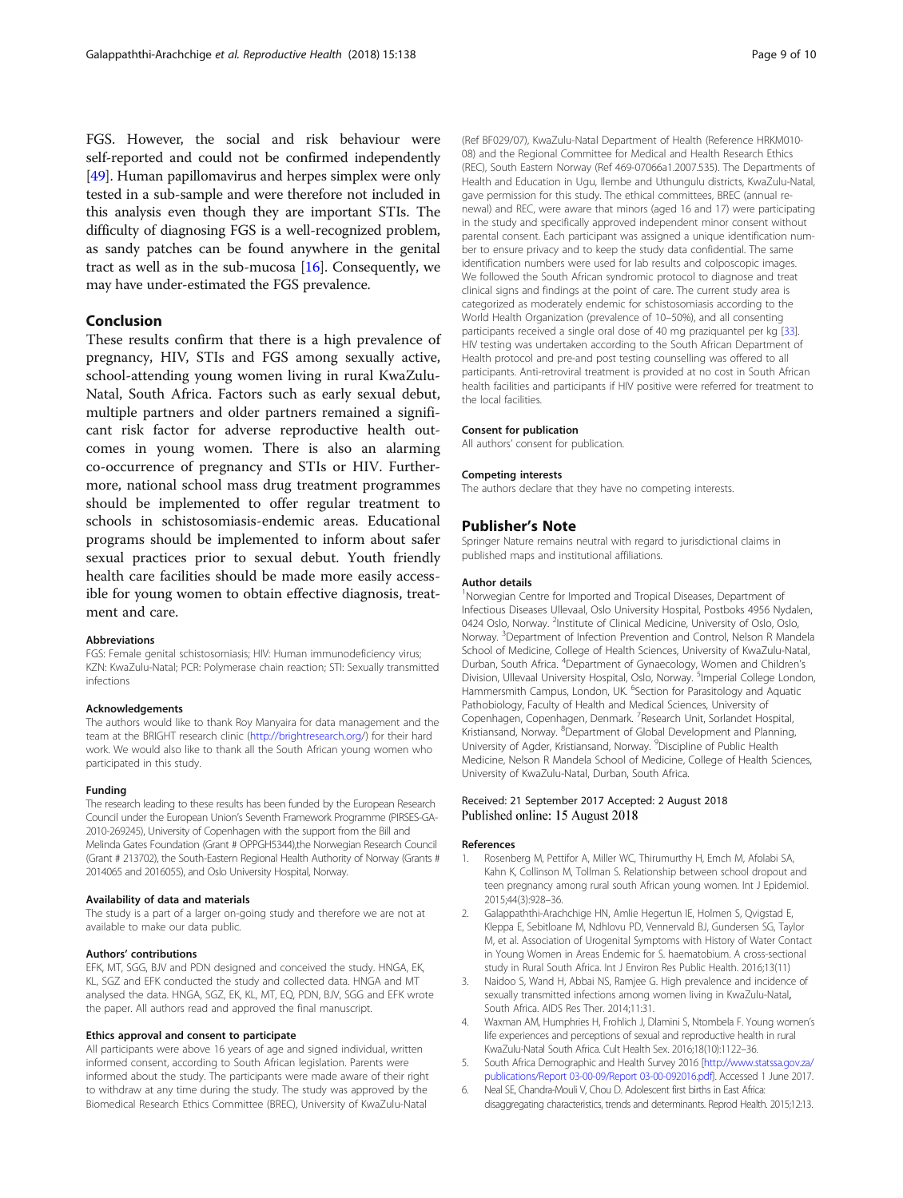FGS. However, the social and risk behaviour were self-reported and could not be confirmed independently [49]. Human papillomavirus and herpes simplex were only tested in a sub-sample and were therefore not included in this analysis even though they are important STIs. The difficulty of diagnosing FGS is a well-recognized problem, as sandy patches can be found anywhere in the genital tract as well as in the sub-mucosa [16]. Consequently, we may have under-estimated the FGS prevalence.

## Conclusion

These results confirm that there is a high prevalence of pregnancy, HIV, STIs and FGS among sexually active, school-attending young women living in rural KwaZulu-Natal, South Africa. Factors such as early sexual debut, multiple partners and older partners remained a significant risk factor for adverse reproductive health outcomes in young women. There is also an alarming co-occurrence of pregnancy and STIs or HIV. Furthermore, national school mass drug treatment programmes should be implemented to offer regular treatment to schools in schistosomiasis-endemic areas. Educational programs should be implemented to inform about safer sexual practices prior to sexual debut. Youth friendly health care facilities should be made more easily accessible for young women to obtain effective diagnosis, treatment and care.

#### Abbreviations

FGS: Female genital schistosomiasis; HIV: Human immunodeficiency virus; KZN: KwaZulu-Natal; PCR: Polymerase chain reaction; STI: Sexually transmitted infections

#### Acknowledgements

The authors would like to thank Roy Manyaira for data management and the team at the BRIGHT research clinic (http://brightresearch.org/) for their hard work. We would also like to thank all the South African young women who participated in this study.

#### Funding

The research leading to these results has been funded by the European Research Council under the European Union's Seventh Framework Programme (PIRSES-GA-2010-269245), University of Copenhagen with the support from the Bill and Melinda Gates Foundation (Grant # OPPGH5344),the Norwegian Research Council (Grant # 213702), the South-Eastern Regional Health Authority of Norway (Grants # 2014065 and 2016055), and Oslo University Hospital, Norway.

#### Availability of data and materials

The study is a part of a larger on-going study and therefore we are not at available to make our data public.

#### Authors' contributions

EFK, MT, SGG, BJV and PDN designed and conceived the study. HNGA, EK, KL, SGZ and EFK conducted the study and collected data. HNGA and MT analysed the data. HNGA, SGZ, EK, KL, MT, EQ, PDN, BJV, SGG and EFK wrote the paper. All authors read and approved the final manuscript.

#### Ethics approval and consent to participate

All participants were above 16 years of age and signed individual, written informed consent, according to South African legislation. Parents were informed about the study. The participants were made aware of their right to withdraw at any time during the study. The study was approved by the Biomedical Research Ethics Committee (BREC), University of KwaZulu-Natal (Ref BF029/07), KwaZulu-Natal Department of Health (Reference HRKM010-08) and the Regional Committee for Medical and Health Research Ethics (REC), South Eastern Norway (Ref 469-07066a1.2007.535). The Departments of Health and Education in Ugu, Ilembe and Uthungulu districts, KwaZulu-Natal, gave permission for this study. The ethical committees, BREC (annual renewal) and REC, were aware that minors (aged 16 and 17) were participating in the study and specifically approved independent minor consent without parental consent. Each participant was assigned a unique identification number to ensure privacy and to keep the study data confidential. The same identification numbers were used for lab results and colposcopic images. We followed the South African syndromic protocol to diagnose and treat clinical signs and findings at the point of care. The current study area is categorized as moderately endemic for schistosomiasis according to the World Health Organization (prevalence of 10–50%), and all consenting participants received a single oral dose of 40 mg praziquantel per kg [33]. HIV testing was undertaken according to the South African Department of Health protocol and pre-and post testing counselling was offered to all participants. Anti-retroviral treatment is provided at no cost in South African health facilities and participants if HIV positive were referred for treatment to the local facilities.

#### Consent for publication

All authors' consent for publication.

#### Competing interests

The authors declare that they have no competing interests.

## Publisher's Note

Springer Nature remains neutral with regard to jurisdictional claims in published maps and institutional affiliations.

#### Author details

[1]Norwegian Centre for Imported and Tropical Diseases, Department of Infectious Diseases Ullevaal, Oslo University Hospital, Postboks 4956 Nydalen, 0424 Oslo, Norway. [2]Institute of Clinical Medicine, University of Oslo, Oslo, Norway. [3]Department of Infection Prevention and Control, Nelson R Mandela School of Medicine, College of Health Sciences, University of KwaZulu-Natal, Durban, South Africa. [4]Department of Gynaecology, Women and Children's Division, Ullevaal University Hospital, Oslo, Norway. [5]Imperial College London, Hammersmith Campus, London, UK. [6]Section for Parasitology and Aquatic Pathobiology, Faculty of Health and Medical Sciences, University of Copenhagen, Copenhagen, Denmark. [7]Research Unit, Sorlandet Hospital, Kristiansand, Norway. [8]Department of Global Development and Planning, University of Agder, Kristiansand, Norway. [9]Discipline of Public Health Medicine, Nelson R Mandela School of Medicine, College of Health Sciences, University of KwaZulu-Natal, Durban, South Africa.

Received: 21 September 2017 Accepted: 2 August 2018
Published online: 15 August 2018

#### References

1. Rosenberg M, Pettifor A, Miller WC, Thirumurthy H, Emch M, Afolabi SA, Kahn K, Collinson M, Tollman S. Relationship between school dropout and teen pregnancy among rural south African young women. Int J Epidemiol. 2015;44(3):928–36.
2. Galappaththi-Arachchige HN, Amlie Hegertun IE, Holmen S, Qvigstad E, Kleppa E, Sebitloane M, Ndhlovu PD, Vennervald BJ, Gundersen SG, Taylor M, et al. Association of Urogenital Symptoms with History of Water Contact in Young Women in Areas Endemic for S. haematobium. A cross-sectional study in Rural South Africa. Int J Environ Res Public Health. 2016;13(11)
3. Naidoo S, Wand H, Abbai NS, Ramjee G. High prevalence and incidence of sexually transmitted infections among women living in KwaZulu-Natal, South Africa. AIDS Res Ther. 2014;11:31.
4. Waxman AM, Humphries H, Frohlich J, Dlamini S, Ntombela F. Young women's life experiences and perceptions of sexual and reproductive health in rural KwaZulu-Natal South Africa. Cult Health Sex. 2016;18(10):1122–36.
5. South Africa Demographic and Health Survey 2016 [http://www.statssa.gov.za/publications/Report 03-00-09/Report 03-00-092016.pdf]. Accessed 1 June 2017.
6. Neal SE, Chandra-Mouli V, Chou D. Adolescent first births in East Africa: disaggregating characteristics, trends and determinants. Reprod Health. 2015;12:13.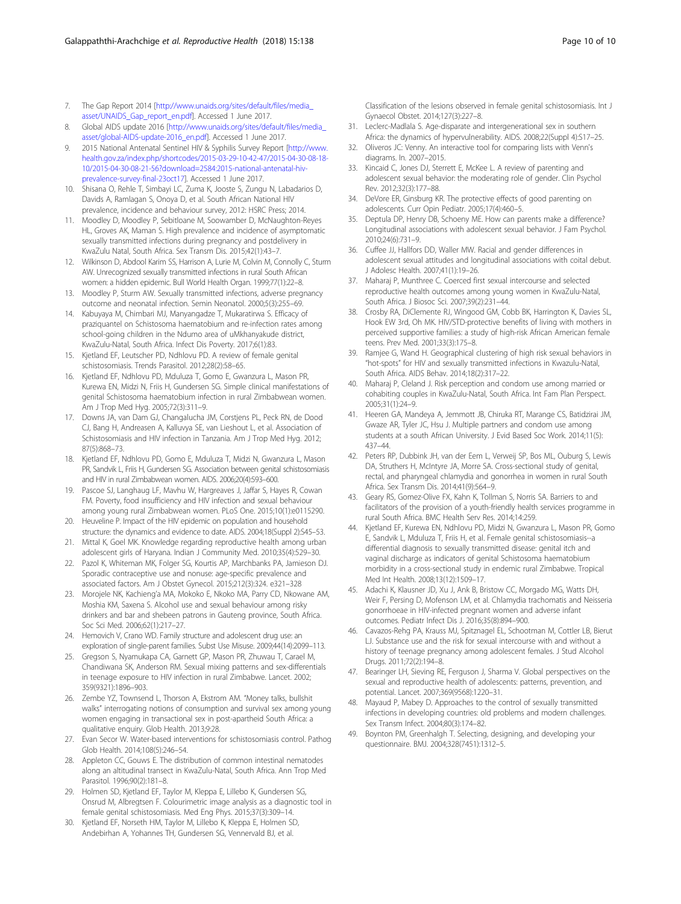7. The Gap Report 2014 [http://www.unaids.org/sites/default/files/media_asset/UNAIDS_Gap_report_en.pdf]. Accessed 1 June 2017.
8. Global AIDS update 2016 [http://www.unaids.org/sites/default/files/media_asset/global-AIDS-update-2016_en.pdf]. Accessed 1 June 2017.
9. 2015 National Antenatal Sentinel HIV & Syphilis Survey Report [http://www.health.gov.za/index.php/shortcodes/2015-03-29-10-42-47/2015-04-30-08-18-10/2015-04-30-08-21-56?download=2584:2015-national-antenatal-hiv-prevalence-survey-final-23oct17]. Accessed 1 June 2017.
10. Shisana O, Rehle T, Simbayi LC, Zuma K, Jooste S, Zungu N, Labadarios D, Davids A, Ramlagan S, Onoya D, et al. South African National HIV prevalence, incidence and behaviour survey, 2012: HSRC Press; 2014.
11. Moodley D, Moodley P, Sebitloane M, Soowamber D, McNaughton-Reyes HL, Groves AK, Maman S. High prevalence and incidence of asymptomatic sexually transmitted infections during pregnancy and postdelivery in KwaZulu Natal, South Africa. Sex Transm Dis. 2015;42(1):43–7.
12. Wilkinson D, Abdool Karim SS, Harrison A, Lurie M, Colvin M, Connolly C, Sturm AW. Unrecognized sexually transmitted infections in rural South African women: a hidden epidemic. Bull World Health Organ. 1999;77(1):22–8.
13. Moodley P, Sturm AW. Sexually transmitted infections, adverse pregnancy outcome and neonatal infection. Semin Neonatol. 2000;5(3):255–69.
14. Kabuyaya M, Chimbari MJ, Manyangadze T, Mukaratirwa S. Efficacy of praziquantel on Schistosoma haematobium and re-infection rates among school-going children in the Ndumo area of uMkhanyakude district, KwaZulu-Natal, South Africa. Infect Dis Poverty. 2017;6(1):83.
15. Kjetland EF, Leutscher PD, Ndhlovu PD. A review of female genital schistosomiasis. Trends Parasitol. 2012;28(2):58–65.
16. Kjetland EF, Ndhlovu PD, Mduluza T, Gomo E, Gwanzura L, Mason PR, Kurewa EN, Midzi N, Friis H, Gundersen SG. Simple clinical manifestations of genital Schistosoma haematobium infection in rural Zimbabwean women. Am J Trop Med Hyg. 2005;72(3):311–9.
17. Downs JA, van Dam GJ, Changalucha JM, Corstjens PL, Peck RN, de Dood CJ, Bang H, Andreasen A, Kalluvya SE, van Lieshout L, et al. Association of Schistosomiasis and HIV infection in Tanzania. Am J Trop Med Hyg. 2012; 87(5):868–73.
18. Kjetland EF, Ndhlovu PD, Gomo E, Mduluza T, Midzi N, Gwanzura L, Mason PR, Sandvik L, Friis H, Gundersen SG. Association between genital schistosomiasis and HIV in rural Zimbabwean women. AIDS. 2006;20(4):593–600.
19. Pascoe SJ, Langhaug LF, Mavhu W, Hargreaves J, Jaffar S, Hayes R, Cowan FM. Poverty, food insufficiency and HIV infection and sexual behaviour among young rural Zimbabwean women. PLoS One. 2015;10(1):e0115290.
20. Heuveline P. Impact of the HIV epidemic on population and household structure: the dynamics and evidence to date. AIDS. 2004;18(Suppl 2):S45–53.
21. Mittal K, Goel MK. Knowledge regarding reproductive health among urban adolescent girls of Haryana. Indian J Community Med. 2010;35(4):529–30.
22. Pazol K, Whiteman MK, Folger SG, Kourtis AP, Marchbanks PA, Jamieson DJ. Sporadic contraceptive use and nonuse: age-specific prevalence and associated factors. Am J Obstet Gynecol. 2015;212(3):324. e321–328
23. Morojele NK, Kachieng'a MA, Mokoko E, Nkoko MA, Parry CD, Nkowane AM, Moshia KM, Saxena S. Alcohol use and sexual behaviour among risky drinkers and bar and shebeen patrons in Gauteng province, South Africa. Soc Sci Med. 2006;62(1):217–27.
24. Hemovich V, Crano WD. Family structure and adolescent drug use: an exploration of single-parent families. Subst Use Misuse. 2009;44(14):2099–113.
25. Gregson S, Nyamukapa CA, Garnett GP, Mason PR, Zhuwau T, Carael M, Chandiwana SK, Anderson RM. Sexual mixing patterns and sex-differentials in teenage exposure to HIV infection in rural Zimbabwe. Lancet. 2002; 359(9321):1896–903.
26. Zembe YZ, Townsend L, Thorson A, Ekstrom AM. "Money talks, bullshit walks" interrogating notions of consumption and survival sex among young women engaging in transactional sex in post-apartheid South Africa: a qualitative enquiry. Glob Health. 2013;9:28.
27. Evan Secor W. Water-based interventions for schistosomiasis control. Pathog Glob Health. 2014;108(5):246–54.
28. Appleton CC, Gouws E. The distribution of common intestinal nematodes along an altitudinal transect in KwaZulu-Natal, South Africa. Ann Trop Med Parasitol. 1996;90(2):181–8.
29. Holmen SD, Kjetland EF, Taylor M, Kleppa E, Lillebo K, Gundersen SG, Onsrud M, Albregtsen F. Colourimetric image analysis as a diagnostic tool in female genital schistosomiasis. Med Eng Phys. 2015;37(3):309–14.
30. Kjetland EF, Norseth HM, Taylor M, Lillebo K, Kleppa E, Holmen SD, Andebirhan A, Yohannes TH, Gundersen SG, Vennervald BJ, et al. Classification of the lesions observed in female genital schistosomiasis. Int J Gynaecol Obstet. 2014;127(3):227–8.
31. Leclerc-Madlala S. Age-disparate and intergenerational sex in southern Africa: the dynamics of hypervulnerability. AIDS. 2008;22(Suppl 4):S17–25.
32. Oliveros JC: Venny. An interactive tool for comparing lists with Venn's diagrams. In. 2007–2015.
33. Kincaid C, Jones DJ, Sterrett E, McKee L. A review of parenting and adolescent sexual behavior: the moderating role of gender. Clin Psychol Rev. 2012;32(3):177–88.
34. DeVore ER, Ginsburg KR. The protective effects of good parenting on adolescents. Curr Opin Pediatr. 2005;17(4):460–5.
35. Deptula DP, Henry DB, Schoeny ME. How can parents make a difference? Longitudinal associations with adolescent sexual behavior. J Fam Psychol. 2010;24(6):731–9.
36. Cuffee JJ, Hallfors DD, Waller MW. Racial and gender differences in adolescent sexual attitudes and longitudinal associations with coital debut. J Adolesc Health. 2007;41(1):19–26.
37. Maharaj P, Munthree C. Coerced first sexual intercourse and selected reproductive health outcomes among young women in KwaZulu-Natal, South Africa. J Biosoc Sci. 2007;39(2):231–44.
38. Crosby RA, DiClemente RJ, Wingood GM, Cobb BK, Harrington K, Davies SL, Hook EW 3rd, Oh MK. HIV/STD-protective benefits of living with mothers in perceived supportive families: a study of high-risk African American female teens. Prev Med. 2001;33(3):175–8.
39. Ramjee G, Wand H. Geographical clustering of high risk sexual behaviors in "hot-spots" for HIV and sexually transmitted infections in Kwazulu-Natal, South Africa. AIDS Behav. 2014;18(2):317–22.
40. Maharaj P, Cleland J. Risk perception and condom use among married or cohabiting couples in KwaZulu-Natal, South Africa. Int Fam Plan Perspect. 2005;31(1):24–9.
41. Heeren GA, Mandeya A, Jemmott JB, Chiruka RT, Marange CS, Batidzirai JM, Gwaze AR, Tyler JC, Hsu J. Multiple partners and condom use among students at a south African University. J Evid Based Soc Work. 2014;11(5): 437–44.
42. Peters RP, Dubbink JH, van der Eem L, Verweij SP, Bos ML, Ouburg S, Lewis DA, Struthers H, McIntyre JA, Morre SA. Cross-sectional study of genital, rectal, and pharyngeal chlamydia and gonorrhea in women in rural South Africa. Sex Transm Dis. 2014;41(9):564–9.
43. Geary RS, Gomez-Olive FX, Kahn K, Tollman S, Norris SA. Barriers to and facilitators of the provision of a youth-friendly health services programme in rural South Africa. BMC Health Serv Res. 2014;14:259.
44. Kjetland EF, Kurewa EN, Ndhlovu PD, Midzi N, Gwanzura L, Mason PR, Gomo E, Sandvik L, Mduluza T, Friis H, et al. Female genital schistosomiasis--a differential diagnosis to sexually transmitted disease: genital itch and vaginal discharge as indicators of genital Schistosoma haematobium morbidity in a cross-sectional study in endemic rural Zimbabwe. Tropical Med Int Health. 2008;13(12):1509–17.
45. Adachi K, Klausner JD, Xu J, Ank B, Bristow CC, Morgado MG, Watts DH, Weir F, Persing D, Mofenson LM, et al. Chlamydia trachomatis and Neisseria gonorrhoeae in HIV-infected pregnant women and adverse infant outcomes. Pediatr Infect Dis J. 2016;35(8):894–900.
46. Cavazos-Rehg PA, Krauss MJ, Spitznagel EL, Schootman M, Cottler LB, Bierut LJ. Substance use and the risk for sexual intercourse with and without a history of teenage pregnancy among adolescent females. J Stud Alcohol Drugs. 2011;72(2):194–8.
47. Bearinger LH, Sieving RE, Ferguson J, Sharma V. Global perspectives on the sexual and reproductive health of adolescents: patterns, prevention, and potential. Lancet. 2007;369(9568):1220–31.
48. Mayaud P, Mabey D. Approaches to the control of sexually transmitted infections in developing countries: old problems and modern challenges. Sex Transm Infect. 2004;80(3):174–82.
49. Boynton PM, Greenhalgh T. Selecting, designing, and developing your questionnaire. BMJ. 2004;328(7451):1312–5.